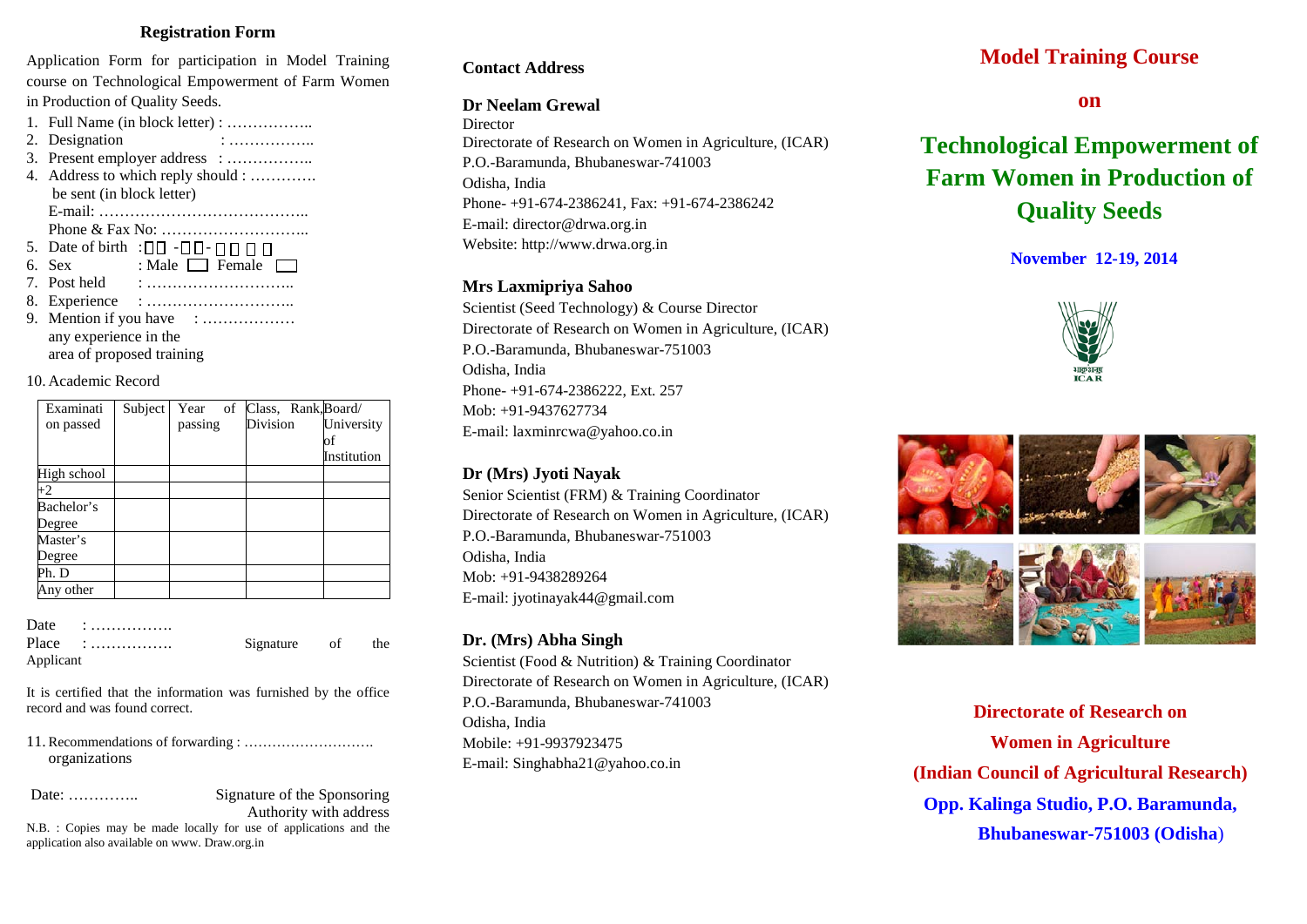## Registration Form

Application Form for participation in Model Training course on Technological Empowerment of Farm Women in Production of Quality Seeds.

1. Full Name (in block letter) : ……………..
2. Designation : ……………..
3. Present employer address : ……………..
4. Address to which reply should : ………….
   be sent (in block letter)
   E-mail: …………………………………..
   Phone & Fax No: ………………………..
5. Date of birth : □□ - □□ - □□□□
6. Sex : Male □ Female □
7. Post held : ………………………..
8. Experience : ………………………..
9. Mention if you have : ………………
   any experience in the
   area of proposed training

10. Academic Record

| Examination passed | Subject | Year of passing | Class, Rank, Division | Board/ University of Institution |
|---|---|---|---|---|
| High school | | | | |
| +2 | | | | |
| Bachelor's Degree | | | | |
| Master's Degree | | | | |
| Ph. D | | | | |
| Any other | | | | |

Date : …………….

Place : ……………. Signature of the Applicant

It is certified that the information was furnished by the office record and was found correct.

11. Recommendations of forwarding : ……………………….
    organizations

Date: ………….. Signature of the Sponsoring Authority with address

N.B. : Copies may be made locally for use of applications and the application also available on www. Draw.org.in

### Contact Address

**Dr Neelam Grewal**
Director
Directorate of Research on Women in Agriculture, (ICAR)
P.O.-Baramunda, Bhubaneswar-741003
Odisha, India
Phone- +91-674-2386241, Fax: +91-674-2386242
E-mail: director@drwa.org.in
Website: http://www.drwa.org.in

**Mrs Laxmipriya Sahoo**
Scientist (Seed Technology) & Course Director
Directorate of Research on Women in Agriculture, (ICAR)
P.O.-Baramunda, Bhubaneswar-751003
Odisha, India
Phone- +91-674-2386222, Ext. 257
Mob: +91-9437627734
E-mail: laxminrcwa@yahoo.co.in

**Dr (Mrs) Jyoti Nayak**
Senior Scientist (FRM) & Training Coordinator
Directorate of Research on Women in Agriculture, (ICAR)
P.O.-Baramunda, Bhubaneswar-751003
Odisha, India
Mob: +91-9438289264
E-mail: jyotinayak44@gmail.com

**Dr. (Mrs) Abha Singh**
Scientist (Food & Nutrition) & Training Coordinator
Directorate of Research on Women in Agriculture, (ICAR)
P.O.-Baramunda, Bhubaneswar-741003
Odisha, India
Mobile: +91-9937923475
E-mail: Singhabha21@yahoo.co.in

# Model Training Course

## on

# Technological Empowerment of Farm Women in Production of Quality Seeds

**November 12-19, 2014**

भाकृअनुप
ICAR

**Directorate of Research on Women in Agriculture**
**(Indian Council of Agricultural Research)**
**Opp. Kalinga Studio, P.O. Baramunda, Bhubaneswar-751003 (Odisha)**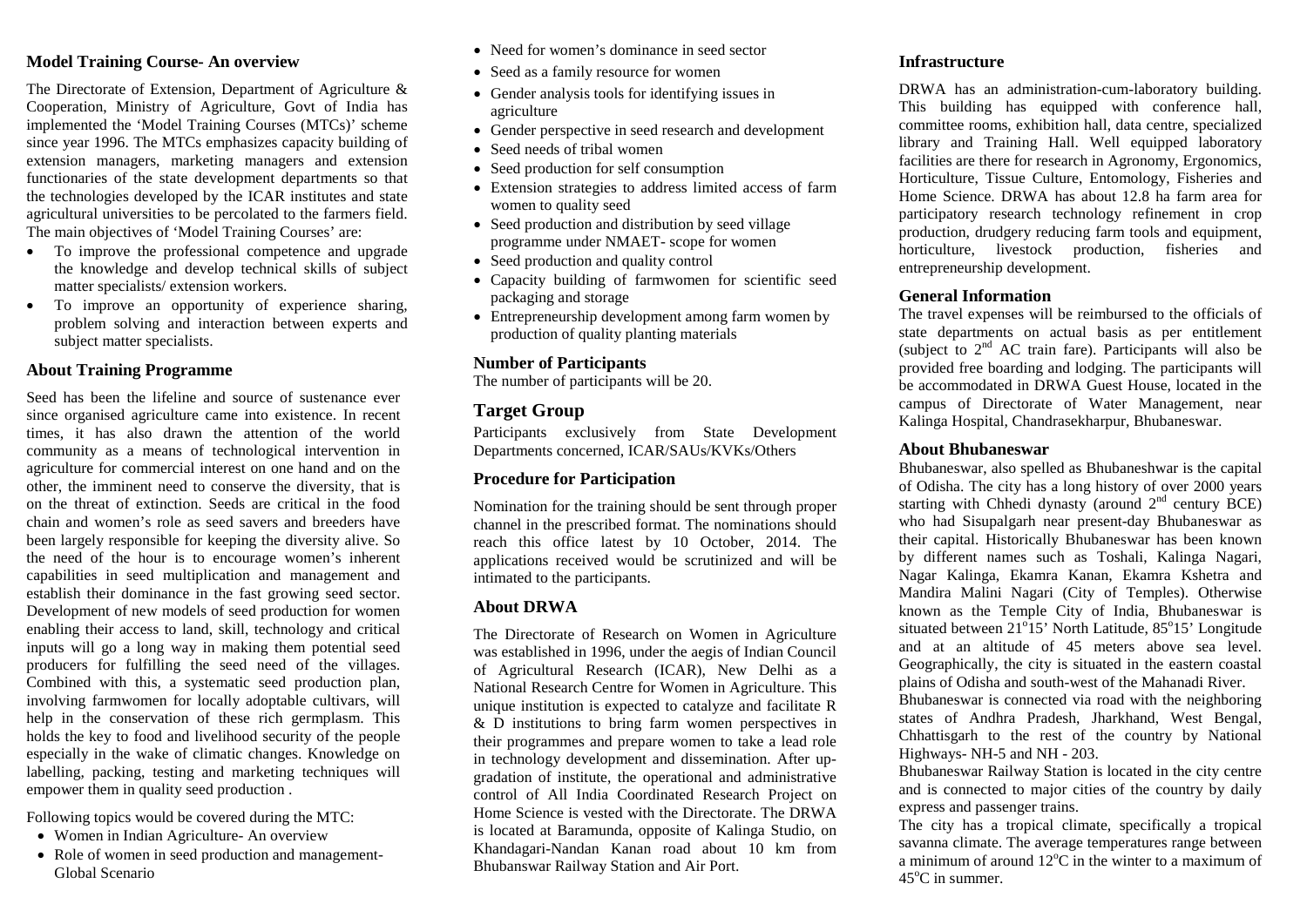## Model Training Course- An overview

The Directorate of Extension, Department of Agriculture & Cooperation, Ministry of Agriculture, Govt of India has implemented the 'Model Training Courses (MTCs)' scheme since year 1996. The MTCs emphasizes capacity building of extension managers, marketing managers and extension functionaries of the state development departments so that the technologies developed by the ICAR institutes and state agricultural universities to be percolated to the farmers field. The main objectives of 'Model Training Courses' are:

- To improve the professional competence and upgrade the knowledge and develop technical skills of subject matter specialists/ extension workers.
- To improve an opportunity of experience sharing, problem solving and interaction between experts and subject matter specialists.

## About Training Programme

Seed has been the lifeline and source of sustenance ever since organised agriculture came into existence. In recent times, it has also drawn the attention of the world community as a means of technological intervention in agriculture for commercial interest on one hand and on the other, the imminent need to conserve the diversity, that is on the threat of extinction. Seeds are critical in the food chain and women's role as seed savers and breeders have been largely responsible for keeping the diversity alive. So the need of the hour is to encourage women's inherent capabilities in seed multiplication and management and establish their dominance in the fast growing seed sector. Development of new models of seed production for women enabling their access to land, skill, technology and critical inputs will go a long way in making them potential seed producers for fulfilling the seed need of the villages. Combined with this, a systematic seed production plan, involving farmwomen for locally adoptable cultivars, will help in the conservation of these rich germplasm. This holds the key to food and livelihood security of the people especially in the wake of climatic changes. Knowledge on labelling, packing, testing and marketing techniques will empower them in quality seed production .

Following topics would be covered during the MTC:

- Women in Indian Agriculture- An overview
- Role of women in seed production and management- Global Scenario
- Need for women's dominance in seed sector
- Seed as a family resource for women
- Gender analysis tools for identifying issues in agriculture
- Gender perspective in seed research and development
- Seed needs of tribal women
- Seed production for self consumption
- Extension strategies to address limited access of farm women to quality seed
- Seed production and distribution by seed village programme under NMAET- scope for women
- Seed production and quality control
- Capacity building of farmwomen for scientific seed packaging and storage
- Entrepreneurship development among farm women by production of quality planting materials

## Number of Participants

The number of participants will be 20.

## Target Group

Participants exclusively from State Development Departments concerned, ICAR/SAUs/KVKs/Others

## Procedure for Participation

Nomination for the training should be sent through proper channel in the prescribed format. The nominations should reach this office latest by 10 October, 2014. The applications received would be scrutinized and will be intimated to the participants.

## About DRWA

The Directorate of Research on Women in Agriculture was established in 1996, under the aegis of Indian Council of Agricultural Research (ICAR), New Delhi as a National Research Centre for Women in Agriculture. This unique institution is expected to catalyze and facilitate R & D institutions to bring farm women perspectives in their programmes and prepare women to take a lead role in technology development and dissemination. After up-gradation of institute, the operational and administrative control of All India Coordinated Research Project on Home Science is vested with the Directorate. The DRWA is located at Baramunda, opposite of Kalinga Studio, on Khandagari-Nandan Kanan road about 10 km from Bhubanswar Railway Station and Air Port.

## Infrastructure

DRWA has an administration-cum-laboratory building. This building has equipped with conference hall, committee rooms, exhibition hall, data centre, specialized library and Training Hall. Well equipped laboratory facilities are there for research in Agronomy, Ergonomics, Horticulture, Tissue Culture, Entomology, Fisheries and Home Science. DRWA has about 12.8 ha farm area for participatory research technology refinement in crop production, drudgery reducing farm tools and equipment, horticulture, livestock production, fisheries and entrepreneurship development.

## General Information

The travel expenses will be reimbursed to the officials of state departments on actual basis as per entitlement (subject to 2nd AC train fare). Participants will also be provided free boarding and lodging. The participants will be accommodated in DRWA Guest House, located in the campus of Directorate of Water Management, near Kalinga Hospital, Chandrasekharpur, Bhubaneswar.

## About Bhubaneswar

Bhubaneswar, also spelled as Bhubaneshwar is the capital of Odisha. The city has a long history of over 2000 years starting with Chhedi dynasty (around 2nd century BCE) who had Sisupalgarh near present-day Bhubaneswar as their capital. Historically Bhubaneswar has been known by different names such as Toshali, Kalinga Nagari, Nagar Kalinga, Ekamra Kanan, Ekamra Kshetra and Mandira Malini Nagari (City of Temples). Otherwise known as the Temple City of India, Bhubaneswar is situated between 21°15' North Latitude, 85°15' Longitude and at an altitude of 45 meters above sea level. Geographically, the city is situated in the eastern coastal plains of Odisha and south-west of the Mahanadi River.

Bhubaneswar is connected via road with the neighboring states of Andhra Pradesh, Jharkhand, West Bengal, Chhattisgarh to the rest of the country by National Highways- NH-5 and NH - 203.

Bhubaneswar Railway Station is located in the city centre and is connected to major cities of the country by daily express and passenger trains.

The city has a tropical climate, specifically a tropical savanna climate. The average temperatures range between a minimum of around 12°C in the winter to a maximum of 45°C in summer.